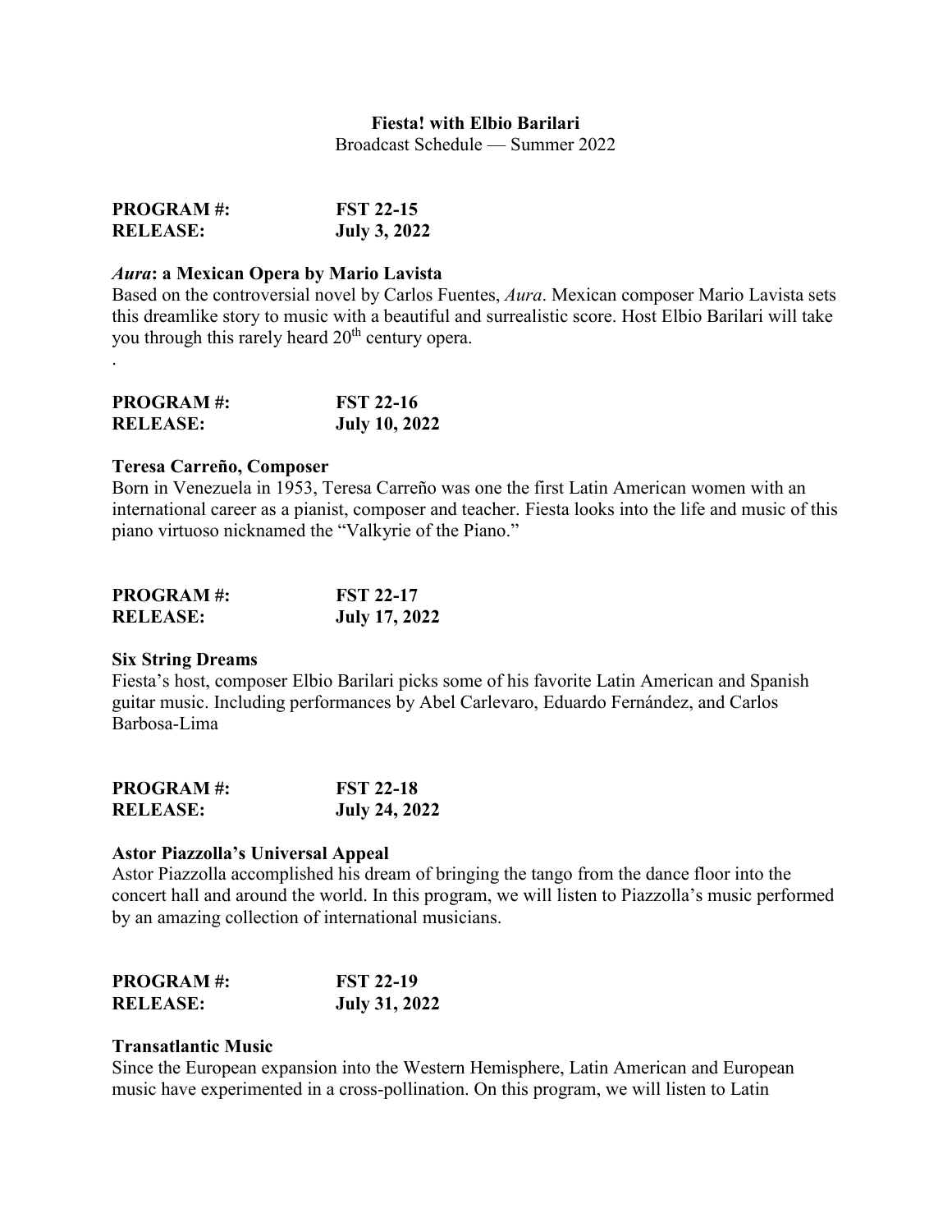**Fiesta! with Elbio Barilari**

Broadcast Schedule — Summer 2022

**PROGRAM #:** **FST 22-15**
**RELEASE:** **July 3, 2022**

***Aura*: a Mexican Opera by Mario Lavista**

Based on the controversial novel by Carlos Fuentes, *Aura*. Mexican composer Mario Lavista sets this dreamlike story to music with a beautiful and surrealistic score. Host Elbio Barilari will take you through this rarely heard 20th century opera.

.

**PROGRAM #:** **FST 22-16**
**RELEASE:** **July 10, 2022**

**Teresa Carreño, Composer**

Born in Venezuela in 1953, Teresa Carreño was one the first Latin American women with an international career as a pianist, composer and teacher. Fiesta looks into the life and music of this piano virtuoso nicknamed the "Valkyrie of the Piano."

**PROGRAM #:** **FST 22-17**
**RELEASE:** **July 17, 2022**

**Six String Dreams**

Fiesta's host, composer Elbio Barilari picks some of his favorite Latin American and Spanish guitar music. Including performances by Abel Carlevaro, Eduardo Fernández, and Carlos Barbosa-Lima

**PROGRAM #:** **FST 22-18**
**RELEASE:** **July 24, 2022**

**Astor Piazzolla's Universal Appeal**

Astor Piazzolla accomplished his dream of bringing the tango from the dance floor into the concert hall and around the world. In this program, we will listen to Piazzolla's music performed by an amazing collection of international musicians.

**PROGRAM #:** **FST 22-19**
**RELEASE:** **July 31, 2022**

**Transatlantic Music**

Since the European expansion into the Western Hemisphere, Latin American and European music have experimented in a cross-pollination. On this program, we will listen to Latin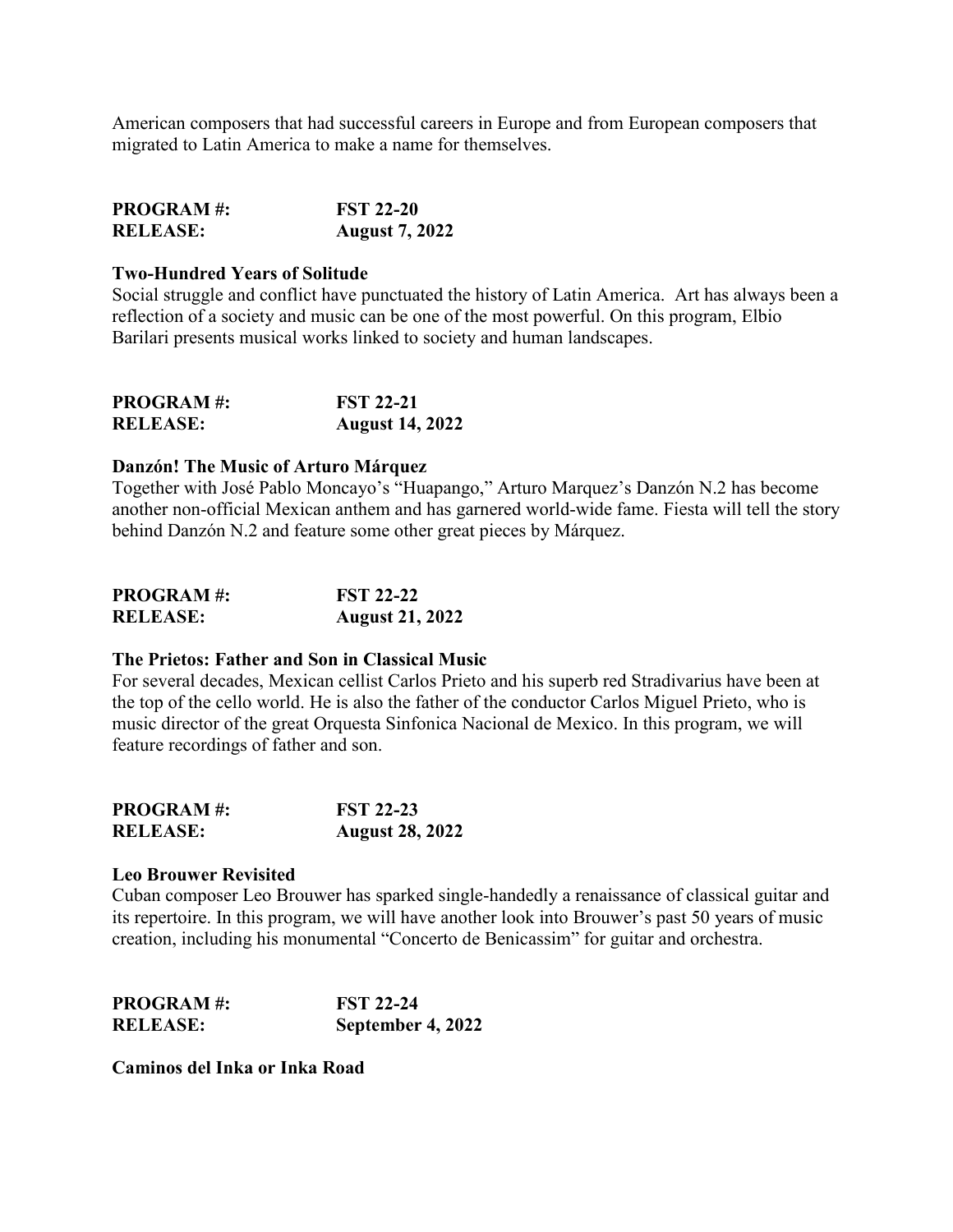American composers that had successful careers in Europe and from European composers that migrated to Latin America to make a name for themselves.

**PROGRAM #:** **FST 22-20**
**RELEASE:** **August 7, 2022**

**Two-Hundred Years of Solitude**
Social struggle and conflict have punctuated the history of Latin America. Art has always been a reflection of a society and music can be one of the most powerful. On this program, Elbio Barilari presents musical works linked to society and human landscapes.

**PROGRAM #:** **FST 22-21**
**RELEASE:** **August 14, 2022**

**Danzón! The Music of Arturo Márquez**
Together with José Pablo Moncayo's "Huapango," Arturo Marquez's Danzón N.2 has become another non-official Mexican anthem and has garnered world-wide fame. Fiesta will tell the story behind Danzón N.2 and feature some other great pieces by Márquez.

**PROGRAM #:** **FST 22-22**
**RELEASE:** **August 21, 2022**

**The Prietos: Father and Son in Classical Music**
For several decades, Mexican cellist Carlos Prieto and his superb red Stradivarius have been at the top of the cello world. He is also the father of the conductor Carlos Miguel Prieto, who is music director of the great Orquesta Sinfonica Nacional de Mexico. In this program, we will feature recordings of father and son.

**PROGRAM #:** **FST 22-23**
**RELEASE:** **August 28, 2022**

**Leo Brouwer Revisited**
Cuban composer Leo Brouwer has sparked single-handedly a renaissance of classical guitar and its repertoire. In this program, we will have another look into Brouwer's past 50 years of music creation, including his monumental "Concerto de Benicassim" for guitar and orchestra.

**PROGRAM #:** **FST 22-24**
**RELEASE:** **September 4, 2022**

**Caminos del Inka or Inka Road**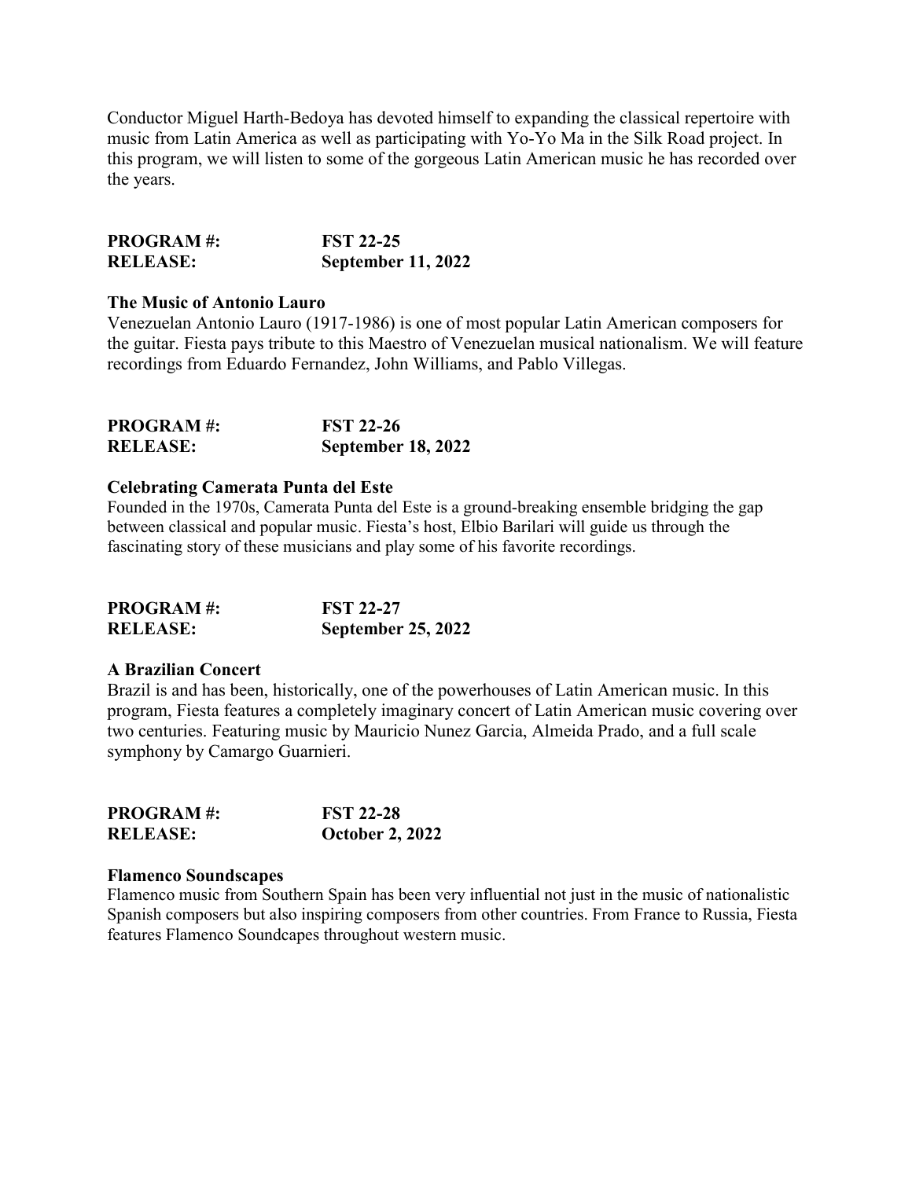Conductor Miguel Harth-Bedoya has devoted himself to expanding the classical repertoire with music from Latin America as well as participating with Yo-Yo Ma in the Silk Road project. In this program, we will listen to some of the gorgeous Latin American music he has recorded over the years.

**PROGRAM #: FST 22-25**
**RELEASE: September 11, 2022**

**The Music of Antonio Lauro**
Venezuelan Antonio Lauro (1917-1986) is one of most popular Latin American composers for the guitar. Fiesta pays tribute to this Maestro of Venezuelan musical nationalism. We will feature recordings from Eduardo Fernandez, John Williams, and Pablo Villegas.

**PROGRAM #: FST 22-26**
**RELEASE: September 18, 2022**

**Celebrating Camerata Punta del Este**
Founded in the 1970s, Camerata Punta del Este is a ground-breaking ensemble bridging the gap between classical and popular music. Fiesta's host, Elbio Barilari will guide us through the fascinating story of these musicians and play some of his favorite recordings.

**PROGRAM #: FST 22-27**
**RELEASE: September 25, 2022**

**A Brazilian Concert**
Brazil is and has been, historically, one of the powerhouses of Latin American music. In this program, Fiesta features a completely imaginary concert of Latin American music covering over two centuries. Featuring music by Mauricio Nunez Garcia, Almeida Prado, and a full scale symphony by Camargo Guarnieri.

**PROGRAM #: FST 22-28**
**RELEASE: October 2, 2022**

**Flamenco Soundscapes**
Flamenco music from Southern Spain has been very influential not just in the music of nationalistic Spanish composers but also inspiring composers from other countries. From France to Russia, Fiesta features Flamenco Soundcapes throughout western music.